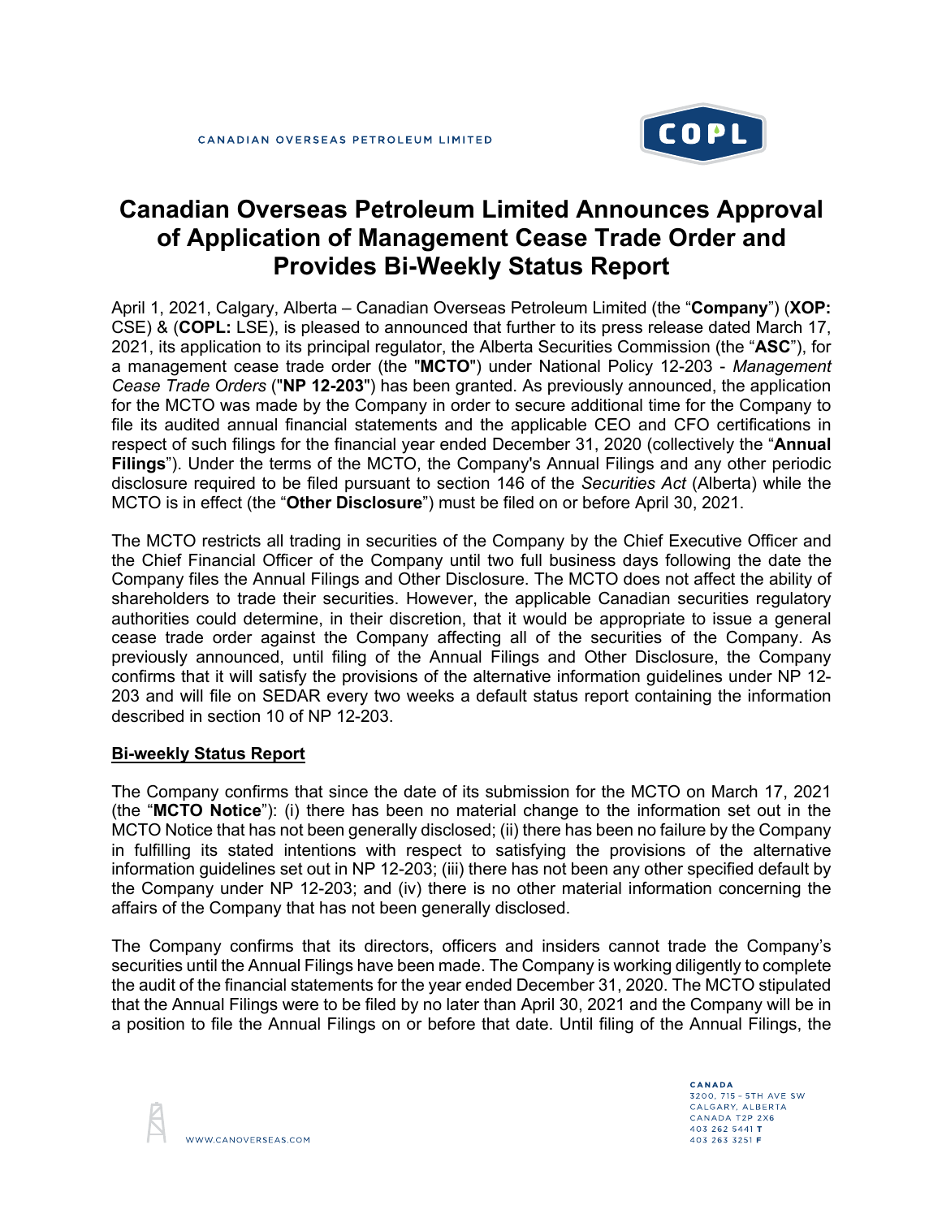CANADIAN OVERSEAS PETROLEUM LIMITED

# Canadian Overseas Petroleum Limited Announces Approval of Application of Management Cease Trade Order and Provides Bi-Weekly Status Report

April 1, 2021, Calgary, Alberta – Canadian Overseas Petroleum Limited (the "**Company**") (**XOP:** CSE) & (**COPL:** LSE), is pleased to announced that further to its press release dated March 17, 2021, its application to its principal regulator, the Alberta Securities Commission (the "**ASC**"), for a management cease trade order (the "**MCTO**") under National Policy 12-203 - *Management Cease Trade Orders* ("**NP 12-203**") has been granted. As previously announced, the application for the MCTO was made by the Company in order to secure additional time for the Company to file its audited annual financial statements and the applicable CEO and CFO certifications in respect of such filings for the financial year ended December 31, 2020 (collectively the "**Annual Filings**"). Under the terms of the MCTO, the Company's Annual Filings and any other periodic disclosure required to be filed pursuant to section 146 of the *Securities Act* (Alberta) while the MCTO is in effect (the "**Other Disclosure**") must be filed on or before April 30, 2021.

The MCTO restricts all trading in securities of the Company by the Chief Executive Officer and the Chief Financial Officer of the Company until two full business days following the date the Company files the Annual Filings and Other Disclosure. The MCTO does not affect the ability of shareholders to trade their securities. However, the applicable Canadian securities regulatory authorities could determine, in their discretion, that it would be appropriate to issue a general cease trade order against the Company affecting all of the securities of the Company. As previously announced, until filing of the Annual Filings and Other Disclosure, the Company confirms that it will satisfy the provisions of the alternative information guidelines under NP 12-203 and will file on SEDAR every two weeks a default status report containing the information described in section 10 of NP 12-203.

## Bi-weekly Status Report

The Company confirms that since the date of its submission for the MCTO on March 17, 2021 (the "**MCTO Notice**"): (i) there has been no material change to the information set out in the MCTO Notice that has not been generally disclosed; (ii) there has been no failure by the Company in fulfilling its stated intentions with respect to satisfying the provisions of the alternative information guidelines set out in NP 12-203; (iii) there has not been any other specified default by the Company under NP 12-203; and (iv) there is no other material information concerning the affairs of the Company that has not been generally disclosed.

The Company confirms that its directors, officers and insiders cannot trade the Company's securities until the Annual Filings have been made. The Company is working diligently to complete the audit of the financial statements for the year ended December 31, 2020. The MCTO stipulated that the Annual Filings were to be filed by no later than April 30, 2021 and the Company will be in a position to file the Annual Filings on or before that date. Until filing of the Annual Filings, the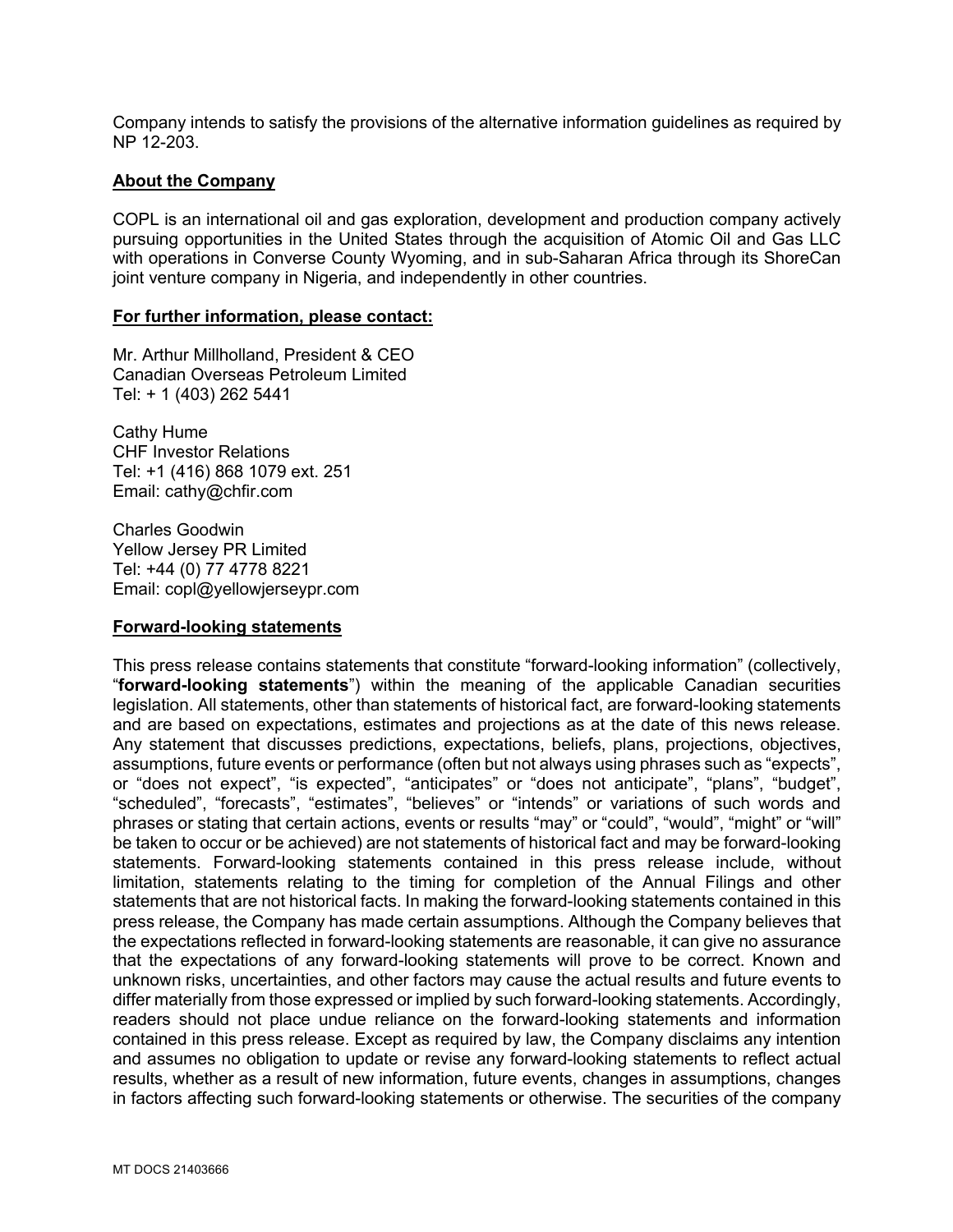Company intends to satisfy the provisions of the alternative information guidelines as required by NP 12-203.

**About the Company**

COPL is an international oil and gas exploration, development and production company actively pursuing opportunities in the United States through the acquisition of Atomic Oil and Gas LLC with operations in Converse County Wyoming, and in sub-Saharan Africa through its ShoreCan joint venture company in Nigeria, and independently in other countries.

**For further information, please contact:**

Mr. Arthur Millholland, President & CEO
Canadian Overseas Petroleum Limited
Tel: + 1 (403) 262 5441

Cathy Hume
CHF Investor Relations
Tel: +1 (416) 868 1079 ext. 251
Email: cathy@chfir.com

Charles Goodwin
Yellow Jersey PR Limited
Tel: +44 (0) 77 4778 8221
Email: copl@yellowjerseypr.com

**Forward-looking statements**

This press release contains statements that constitute "forward-looking information" (collectively, "**forward-looking statements**") within the meaning of the applicable Canadian securities legislation. All statements, other than statements of historical fact, are forward-looking statements and are based on expectations, estimates and projections as at the date of this news release. Any statement that discusses predictions, expectations, beliefs, plans, projections, objectives, assumptions, future events or performance (often but not always using phrases such as "expects", or "does not expect", "is expected", "anticipates" or "does not anticipate", "plans", "budget", "scheduled", "forecasts", "estimates", "believes" or "intends" or variations of such words and phrases or stating that certain actions, events or results "may" or "could", "would", "might" or "will" be taken to occur or be achieved) are not statements of historical fact and may be forward-looking statements. Forward-looking statements contained in this press release include, without limitation, statements relating to the timing for completion of the Annual Filings and other statements that are not historical facts. In making the forward-looking statements contained in this press release, the Company has made certain assumptions. Although the Company believes that the expectations reflected in forward-looking statements are reasonable, it can give no assurance that the expectations of any forward-looking statements will prove to be correct. Known and unknown risks, uncertainties, and other factors may cause the actual results and future events to differ materially from those expressed or implied by such forward-looking statements. Accordingly, readers should not place undue reliance on the forward-looking statements and information contained in this press release. Except as required by law, the Company disclaims any intention and assumes no obligation to update or revise any forward-looking statements to reflect actual results, whether as a result of new information, future events, changes in assumptions, changes in factors affecting such forward-looking statements or otherwise. The securities of the company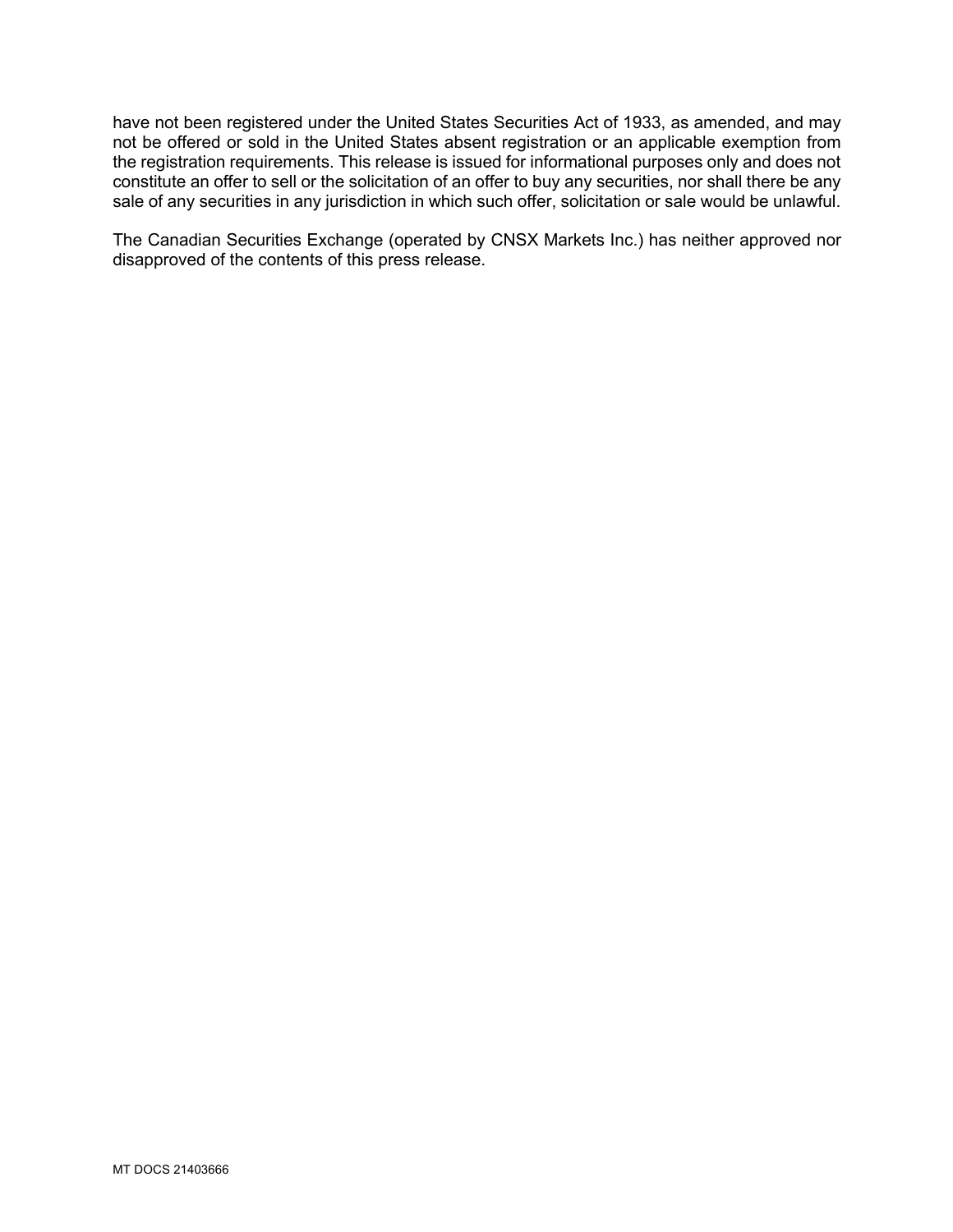have not been registered under the United States Securities Act of 1933, as amended, and may not be offered or sold in the United States absent registration or an applicable exemption from the registration requirements. This release is issued for informational purposes only and does not constitute an offer to sell or the solicitation of an offer to buy any securities, nor shall there be any sale of any securities in any jurisdiction in which such offer, solicitation or sale would be unlawful.

The Canadian Securities Exchange (operated by CNSX Markets Inc.) has neither approved nor disapproved of the contents of this press release.

MT DOCS 21403666